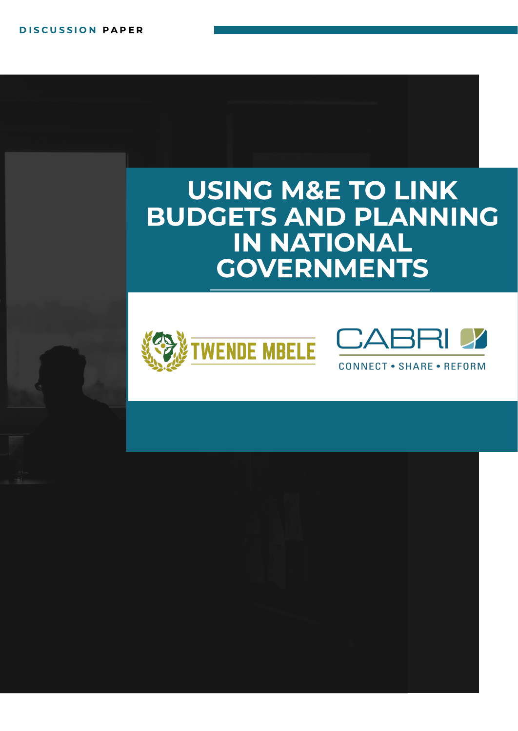**DISCUSSION PAPER**

# USING M&E TO LINK BUDGETS AND PLANNING IN NATIONAL GOVERNMENTS

TWENDE MBELE

CABRI

CONNECT • SHARE • REFORM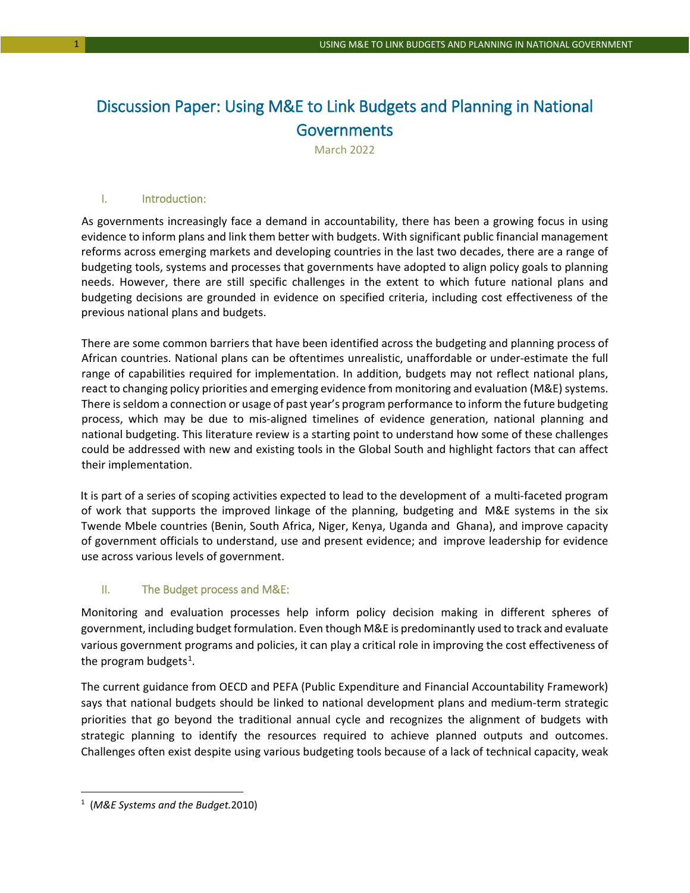# Discussion Paper: Using M&E to Link Budgets and Planning in National Governments

March 2022

## I. Introduction:

As governments increasingly face a demand in accountability, there has been a growing focus in using evidence to inform plans and link them better with budgets. With significant public financial management reforms across emerging markets and developing countries in the last two decades, there are a range of budgeting tools, systems and processes that governments have adopted to align policy goals to planning needs. However, there are still specific challenges in the extent to which future national plans and budgeting decisions are grounded in evidence on specified criteria, including cost effectiveness of the previous national plans and budgets.

There are some common barriers that have been identified across the budgeting and planning process of African countries. National plans can be oftentimes unrealistic, unaffordable or under-estimate the full range of capabilities required for implementation. In addition, budgets may not reflect national plans, react to changing policy priorities and emerging evidence from monitoring and evaluation (M&E) systems. There is seldom a connection or usage of past year's program performance to inform the future budgeting process, which may be due to mis-aligned timelines of evidence generation, national planning and national budgeting. This literature review is a starting point to understand how some of these challenges could be addressed with new and existing tools in the Global South and highlight factors that can affect their implementation.

It is part of a series of scoping activities expected to lead to the development of a multi-faceted program of work that supports the improved linkage of the planning, budgeting and M&E systems in the six Twende Mbele countries (Benin, South Africa, Niger, Kenya, Uganda and Ghana), and improve capacity of government officials to understand, use and present evidence; and improve leadership for evidence use across various levels of government.

## II. The Budget process and M&E:

Monitoring and evaluation processes help inform policy decision making in different spheres of government, including budget formulation. Even though M&E is predominantly used to track and evaluate various government programs and policies, it can play a critical role in improving the cost effectiveness of the program budgets[1].

The current guidance from OECD and PEFA (Public Expenditure and Financial Accountability Framework) says that national budgets should be linked to national development plans and medium-term strategic priorities that go beyond the traditional annual cycle and recognizes the alignment of budgets with strategic planning to identify the resources required to achieve planned outputs and outcomes. Challenges often exist despite using various budgeting tools because of a lack of technical capacity, weak

[1] (*M&E Systems and the Budget.*2010)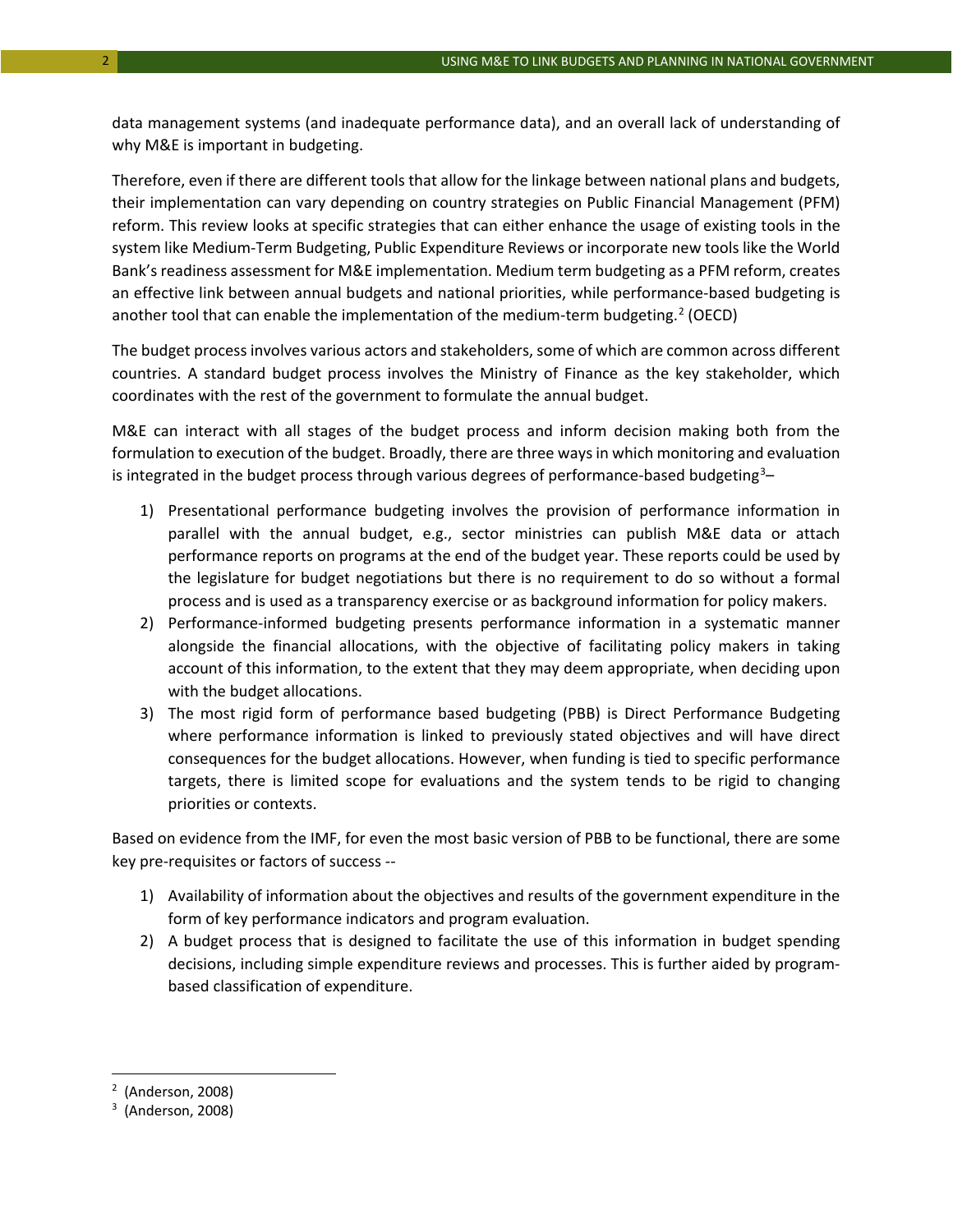data management systems (and inadequate performance data), and an overall lack of understanding of why M&E is important in budgeting.

Therefore, even if there are different tools that allow for the linkage between national plans and budgets, their implementation can vary depending on country strategies on Public Financial Management (PFM) reform. This review looks at specific strategies that can either enhance the usage of existing tools in the system like Medium-Term Budgeting, Public Expenditure Reviews or incorporate new tools like the World Bank's readiness assessment for M&E implementation. Medium term budgeting as a PFM reform, creates an effective link between annual budgets and national priorities, while performance-based budgeting is another tool that can enable the implementation of the medium-term budgeting.[2] (OECD)

The budget process involves various actors and stakeholders, some of which are common across different countries. A standard budget process involves the Ministry of Finance as the key stakeholder, which coordinates with the rest of the government to formulate the annual budget.

M&E can interact with all stages of the budget process and inform decision making both from the formulation to execution of the budget. Broadly, there are three ways in which monitoring and evaluation is integrated in the budget process through various degrees of performance-based budgeting[3]–

1) Presentational performance budgeting involves the provision of performance information in parallel with the annual budget, e.g., sector ministries can publish M&E data or attach performance reports on programs at the end of the budget year. These reports could be used by the legislature for budget negotiations but there is no requirement to do so without a formal process and is used as a transparency exercise or as background information for policy makers.
2) Performance-informed budgeting presents performance information in a systematic manner alongside the financial allocations, with the objective of facilitating policy makers in taking account of this information, to the extent that they may deem appropriate, when deciding upon with the budget allocations.
3) The most rigid form of performance based budgeting (PBB) is Direct Performance Budgeting where performance information is linked to previously stated objectives and will have direct consequences for the budget allocations. However, when funding is tied to specific performance targets, there is limited scope for evaluations and the system tends to be rigid to changing priorities or contexts.

Based on evidence from the IMF, for even the most basic version of PBB to be functional, there are some key pre-requisites or factors of success --

1) Availability of information about the objectives and results of the government expenditure in the form of key performance indicators and program evaluation.
2) A budget process that is designed to facilitate the use of this information in budget spending decisions, including simple expenditure reviews and processes. This is further aided by program-based classification of expenditure.

---

[2] (Anderson, 2008)

[3] (Anderson, 2008)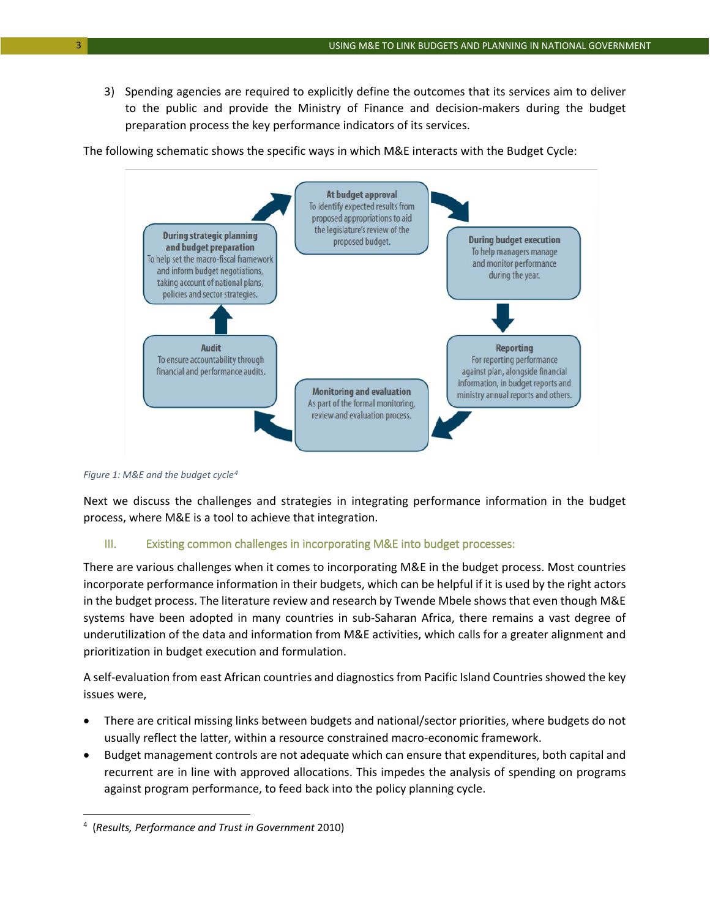3) Spending agencies are required to explicitly define the outcomes that its services aim to deliver to the public and provide the Ministry of Finance and decision-makers during the budget preparation process the key performance indicators of its services.

The following schematic shows the specific ways in which M&E interacts with the Budget Cycle:

**At budget approval**
To identify expected results from proposed appropriations to aid the legislature's review of the proposed budget.

**During budget execution**
To help managers manage and monitor performance during the year.

**Reporting**
For reporting performance against plan, alongside financial information, in budget reports and ministry annual reports and others.

**Monitoring and evaluation**
As part of the formal monitoring, review and evaluation process.

**Audit**
To ensure accountability through financial and performance audits.

**During strategic planning and budget preparation**
To help set the macro-fiscal framework and inform budget negotiations, taking account of national plans, policies and sector strategies.

*Figure 1: M&E and the budget cycle*[4]

Next we discuss the challenges and strategies in integrating performance information in the budget process, where M&E is a tool to achieve that integration.

### III. Existing common challenges in incorporating M&E into budget processes:

There are various challenges when it comes to incorporating M&E in the budget process. Most countries incorporate performance information in their budgets, which can be helpful if it is used by the right actors in the budget process. The literature review and research by Twende Mbele shows that even though M&E systems have been adopted in many countries in sub-Saharan Africa, there remains a vast degree of underutilization of the data and information from M&E activities, which calls for a greater alignment and prioritization in budget execution and formulation.

A self-evaluation from east African countries and diagnostics from Pacific Island Countries showed the key issues were,

- There are critical missing links between budgets and national/sector priorities, where budgets do not usually reflect the latter, within a resource constrained macro-economic framework.
- Budget management controls are not adequate which can ensure that expenditures, both capital and recurrent are in line with approved allocations. This impedes the analysis of spending on programs against program performance, to feed back into the policy planning cycle.

---

[4] (*Results, Performance and Trust in Government* 2010)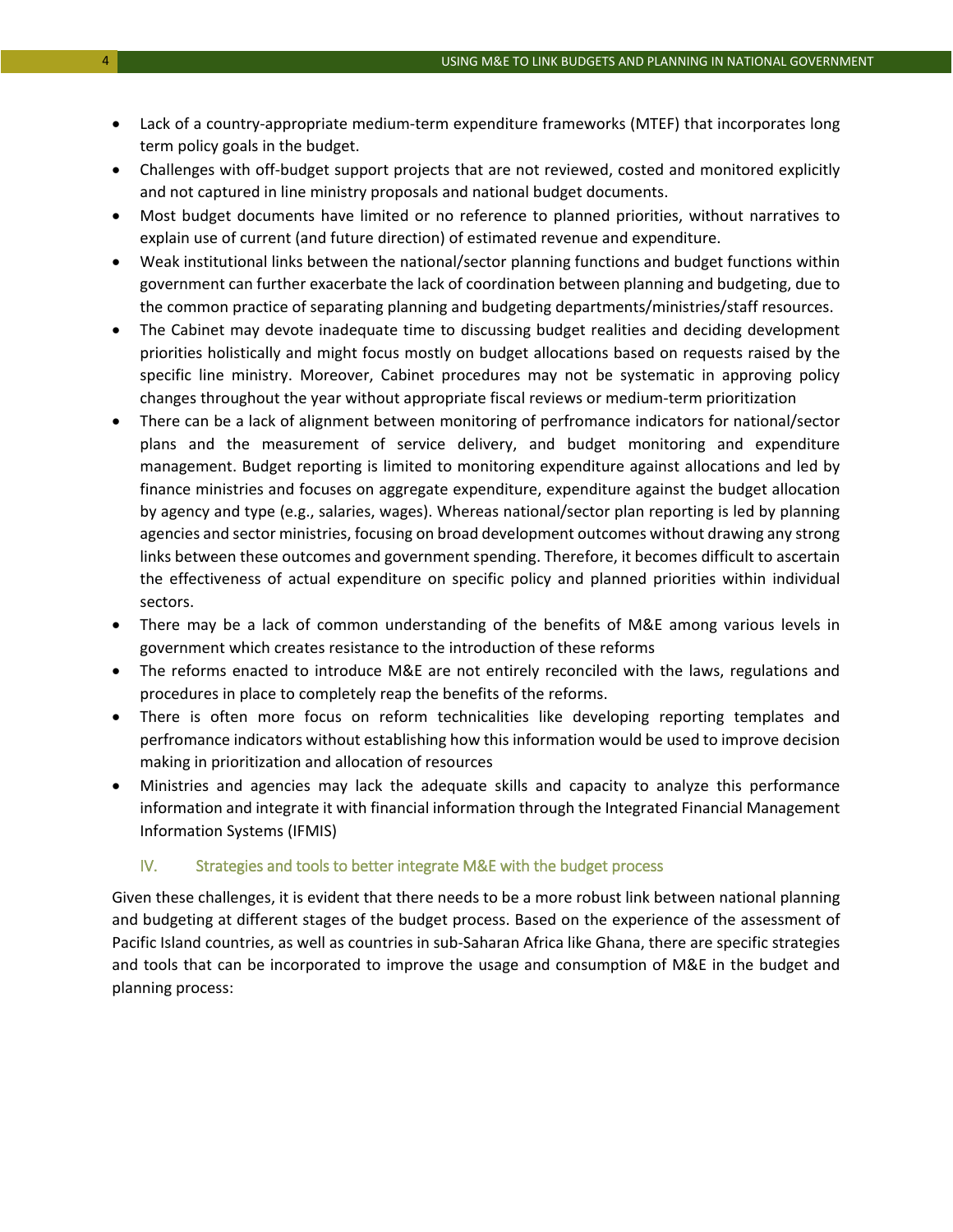- Lack of a country-appropriate medium-term expenditure frameworks (MTEF) that incorporates long term policy goals in the budget.
- Challenges with off-budget support projects that are not reviewed, costed and monitored explicitly and not captured in line ministry proposals and national budget documents.
- Most budget documents have limited or no reference to planned priorities, without narratives to explain use of current (and future direction) of estimated revenue and expenditure.
- Weak institutional links between the national/sector planning functions and budget functions within government can further exacerbate the lack of coordination between planning and budgeting, due to the common practice of separating planning and budgeting departments/ministries/staff resources.
- The Cabinet may devote inadequate time to discussing budget realities and deciding development priorities holistically and might focus mostly on budget allocations based on requests raised by the specific line ministry. Moreover, Cabinet procedures may not be systematic in approving policy changes throughout the year without appropriate fiscal reviews or medium-term prioritization
- There can be a lack of alignment between monitoring of perfromance indicators for national/sector plans and the measurement of service delivery, and budget monitoring and expenditure management. Budget reporting is limited to monitoring expenditure against allocations and led by finance ministries and focuses on aggregate expenditure, expenditure against the budget allocation by agency and type (e.g., salaries, wages). Whereas national/sector plan reporting is led by planning agencies and sector ministries, focusing on broad development outcomes without drawing any strong links between these outcomes and government spending. Therefore, it becomes difficult to ascertain the effectiveness of actual expenditure on specific policy and planned priorities within individual sectors.
- There may be a lack of common understanding of the benefits of M&E among various levels in government which creates resistance to the introduction of these reforms
- The reforms enacted to introduce M&E are not entirely reconciled with the laws, regulations and procedures in place to completely reap the benefits of the reforms.
- There is often more focus on reform technicalities like developing reporting templates and perfromance indicators without establishing how this information would be used to improve decision making in prioritization and allocation of resources
- Ministries and agencies may lack the adequate skills and capacity to analyze this performance information and integrate it with financial information through the Integrated Financial Management Information Systems (IFMIS)

## IV. Strategies and tools to better integrate M&E with the budget process

Given these challenges, it is evident that there needs to be a more robust link between national planning and budgeting at different stages of the budget process. Based on the experience of the assessment of Pacific Island countries, as well as countries in sub-Saharan Africa like Ghana, there are specific strategies and tools that can be incorporated to improve the usage and consumption of M&E in the budget and planning process: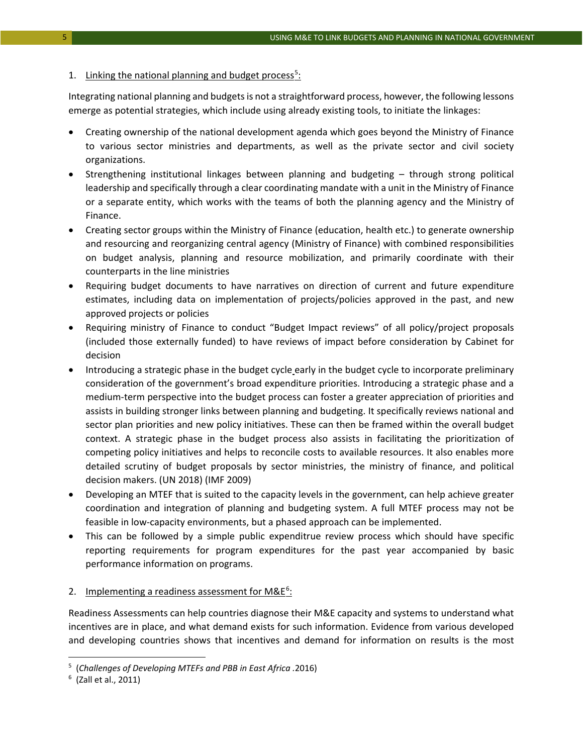1. Linking the national planning and budget process[5]:

Integrating national planning and budgets is not a straightforward process, however, the following lessons emerge as potential strategies, which include using already existing tools, to initiate the linkages:

- Creating ownership of the national development agenda which goes beyond the Ministry of Finance to various sector ministries and departments, as well as the private sector and civil society organizations.
- Strengthening institutional linkages between planning and budgeting – through strong political leadership and specifically through a clear coordinating mandate with a unit in the Ministry of Finance or a separate entity, which works with the teams of both the planning agency and the Ministry of Finance.
- Creating sector groups within the Ministry of Finance (education, health etc.) to generate ownership and resourcing and reorganizing central agency (Ministry of Finance) with combined responsibilities on budget analysis, planning and resource mobilization, and primarily coordinate with their counterparts in the line ministries
- Requiring budget documents to have narratives on direction of current and future expenditure estimates, including data on implementation of projects/policies approved in the past, and new approved projects or policies
- Requiring ministry of Finance to conduct "Budget Impact reviews" of all policy/project proposals (included those externally funded) to have reviews of impact before consideration by Cabinet for decision
- Introducing a strategic phase in the budget cycle early in the budget cycle to incorporate preliminary consideration of the government's broad expenditure priorities. Introducing a strategic phase and a medium-term perspective into the budget process can foster a greater appreciation of priorities and assists in building stronger links between planning and budgeting. It specifically reviews national and sector plan priorities and new policy initiatives. These can then be framed within the overall budget context. A strategic phase in the budget process also assists in facilitating the prioritization of competing policy initiatives and helps to reconcile costs to available resources. It also enables more detailed scrutiny of budget proposals by sector ministries, the ministry of finance, and political decision makers. (UN 2018) (IMF 2009)
- Developing an MTEF that is suited to the capacity levels in the government, can help achieve greater coordination and integration of planning and budgeting system. A full MTEF process may not be feasible in low-capacity environments, but a phased approach can be implemented.
- This can be followed by a simple public expenditrue review process which should have specific reporting requirements for program expenditures for the past year accompanied by basic performance information on programs.

2. Implementing a readiness assessment for M&E[6]:

Readiness Assessments can help countries diagnose their M&E capacity and systems to understand what incentives are in place, and what demand exists for such information. Evidence from various developed and developing countries shows that incentives and demand for information on results is the most

---

[5] (*Challenges of Developing MTEFs and PBB in East Africa* .2016)

[6] (Zall et al., 2011)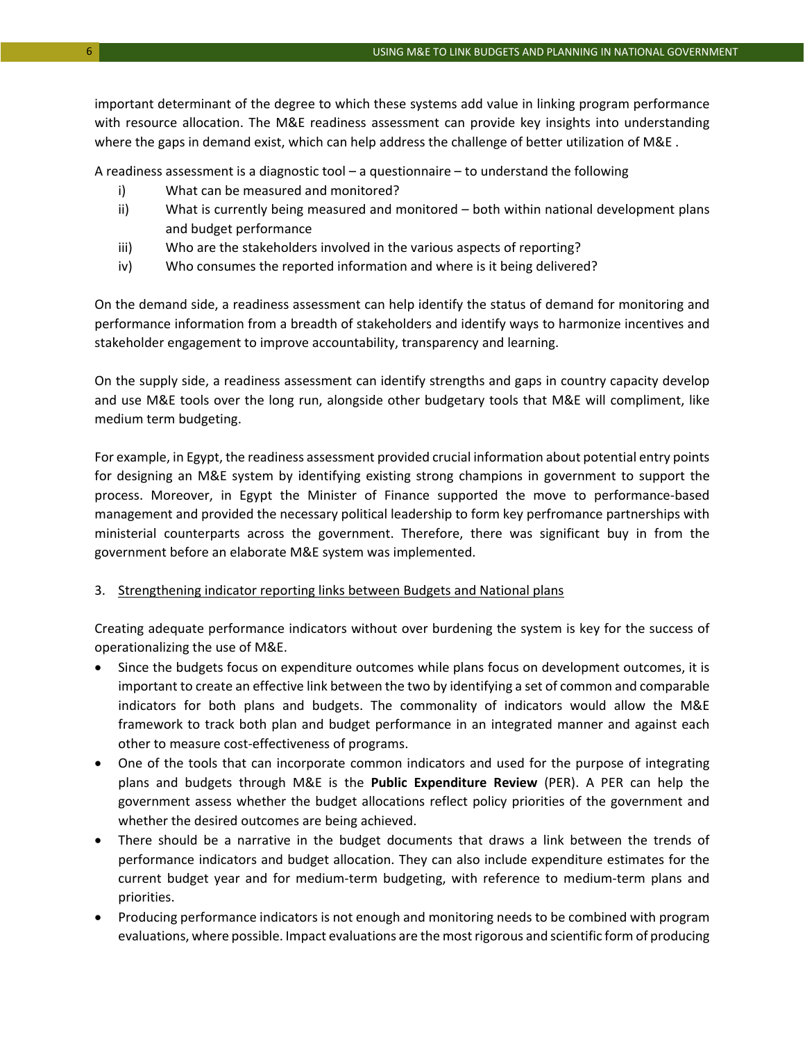important determinant of the degree to which these systems add value in linking program performance with resource allocation. The M&E readiness assessment can provide key insights into understanding where the gaps in demand exist, which can help address the challenge of better utilization of M&E .

A readiness assessment is a diagnostic tool – a questionnaire – to understand the following

i) What can be measured and monitored?
ii) What is currently being measured and monitored – both within national development plans and budget performance
iii) Who are the stakeholders involved in the various aspects of reporting?
iv) Who consumes the reported information and where is it being delivered?

On the demand side, a readiness assessment can help identify the status of demand for monitoring and performance information from a breadth of stakeholders and identify ways to harmonize incentives and stakeholder engagement to improve accountability, transparency and learning.

On the supply side, a readiness assessment can identify strengths and gaps in country capacity develop and use M&E tools over the long run, alongside other budgetary tools that M&E will compliment, like medium term budgeting.

For example, in Egypt, the readiness assessment provided crucial information about potential entry points for designing an M&E system by identifying existing strong champions in government to support the process. Moreover, in Egypt the Minister of Finance supported the move to performance-based management and provided the necessary political leadership to form key perfromance partnerships with ministerial counterparts across the government. Therefore, there was significant buy in from the government before an elaborate M&E system was implemented.

3. <u>Strengthening indicator reporting links between Budgets and National plans</u>

Creating adequate performance indicators without over burdening the system is key for the success of operationalizing the use of M&E.

- Since the budgets focus on expenditure outcomes while plans focus on development outcomes, it is important to create an effective link between the two by identifying a set of common and comparable indicators for both plans and budgets. The commonality of indicators would allow the M&E framework to track both plan and budget performance in an integrated manner and against each other to measure cost-effectiveness of programs.
- One of the tools that can incorporate common indicators and used for the purpose of integrating plans and budgets through M&E is the **Public Expenditure Review** (PER). A PER can help the government assess whether the budget allocations reflect policy priorities of the government and whether the desired outcomes are being achieved.
- There should be a narrative in the budget documents that draws a link between the trends of performance indicators and budget allocation. They can also include expenditure estimates for the current budget year and for medium-term budgeting, with reference to medium-term plans and priorities.
- Producing performance indicators is not enough and monitoring needs to be combined with program evaluations, where possible. Impact evaluations are the most rigorous and scientific form of producing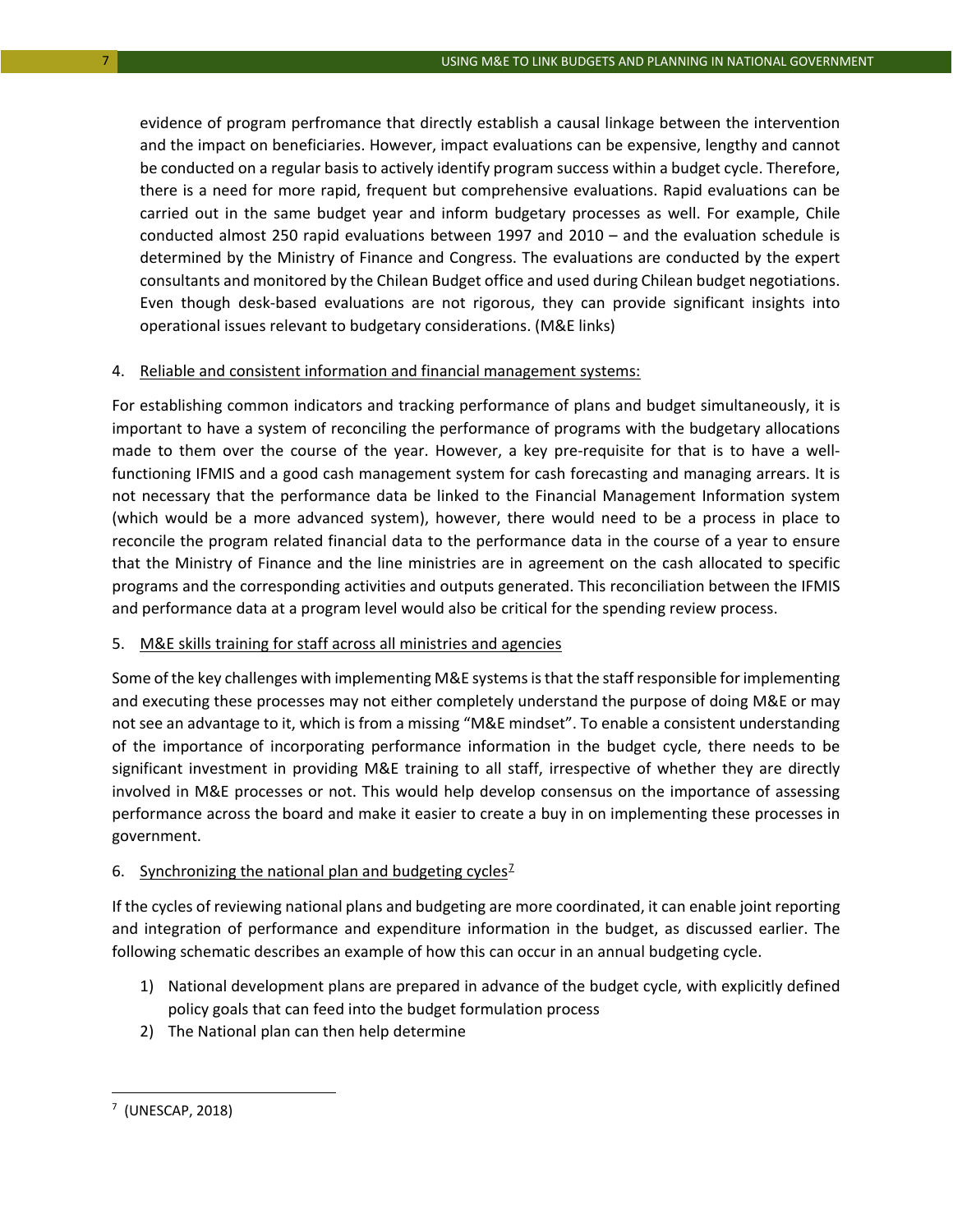evidence of program perfromance that directly establish a causal linkage between the intervention and the impact on beneficiaries. However, impact evaluations can be expensive, lengthy and cannot be conducted on a regular basis to actively identify program success within a budget cycle. Therefore, there is a need for more rapid, frequent but comprehensive evaluations. Rapid evaluations can be carried out in the same budget year and inform budgetary processes as well. For example, Chile conducted almost 250 rapid evaluations between 1997 and 2010 – and the evaluation schedule is determined by the Ministry of Finance and Congress. The evaluations are conducted by the expert consultants and monitored by the Chilean Budget office and used during Chilean budget negotiations. Even though desk-based evaluations are not rigorous, they can provide significant insights into operational issues relevant to budgetary considerations. (M&E links)

4. <u>Reliable and consistent information and financial management systems:</u>

For establishing common indicators and tracking performance of plans and budget simultaneously, it is important to have a system of reconciling the performance of programs with the budgetary allocations made to them over the course of the year. However, a key pre-requisite for that is to have a well-functioning IFMIS and a good cash management system for cash forecasting and managing arrears. It is not necessary that the performance data be linked to the Financial Management Information system (which would be a more advanced system), however, there would need to be a process in place to reconcile the program related financial data to the performance data in the course of a year to ensure that the Ministry of Finance and the line ministries are in agreement on the cash allocated to specific programs and the corresponding activities and outputs generated. This reconciliation between the IFMIS and performance data at a program level would also be critical for the spending review process.

5. <u>M&E skills training for staff across all ministries and agencies</u>

Some of the key challenges with implementing M&E systems is that the staff responsible for implementing and executing these processes may not either completely understand the purpose of doing M&E or may not see an advantage to it, which is from a missing "M&E mindset". To enable a consistent understanding of the importance of incorporating performance information in the budget cycle, there needs to be significant investment in providing M&E training to all staff, irrespective of whether they are directly involved in M&E processes or not. This would help develop consensus on the importance of assessing performance across the board and make it easier to create a buy in on implementing these processes in government.

6. <u>Synchronizing the national plan and budgeting cycles</u>[7]

If the cycles of reviewing national plans and budgeting are more coordinated, it can enable joint reporting and integration of performance and expenditure information in the budget, as discussed earlier. The following schematic describes an example of how this can occur in an annual budgeting cycle.

1) National development plans are prepared in advance of the budget cycle, with explicitly defined policy goals that can feed into the budget formulation process
2) The National plan can then help determine

[7] (UNESCAP, 2018)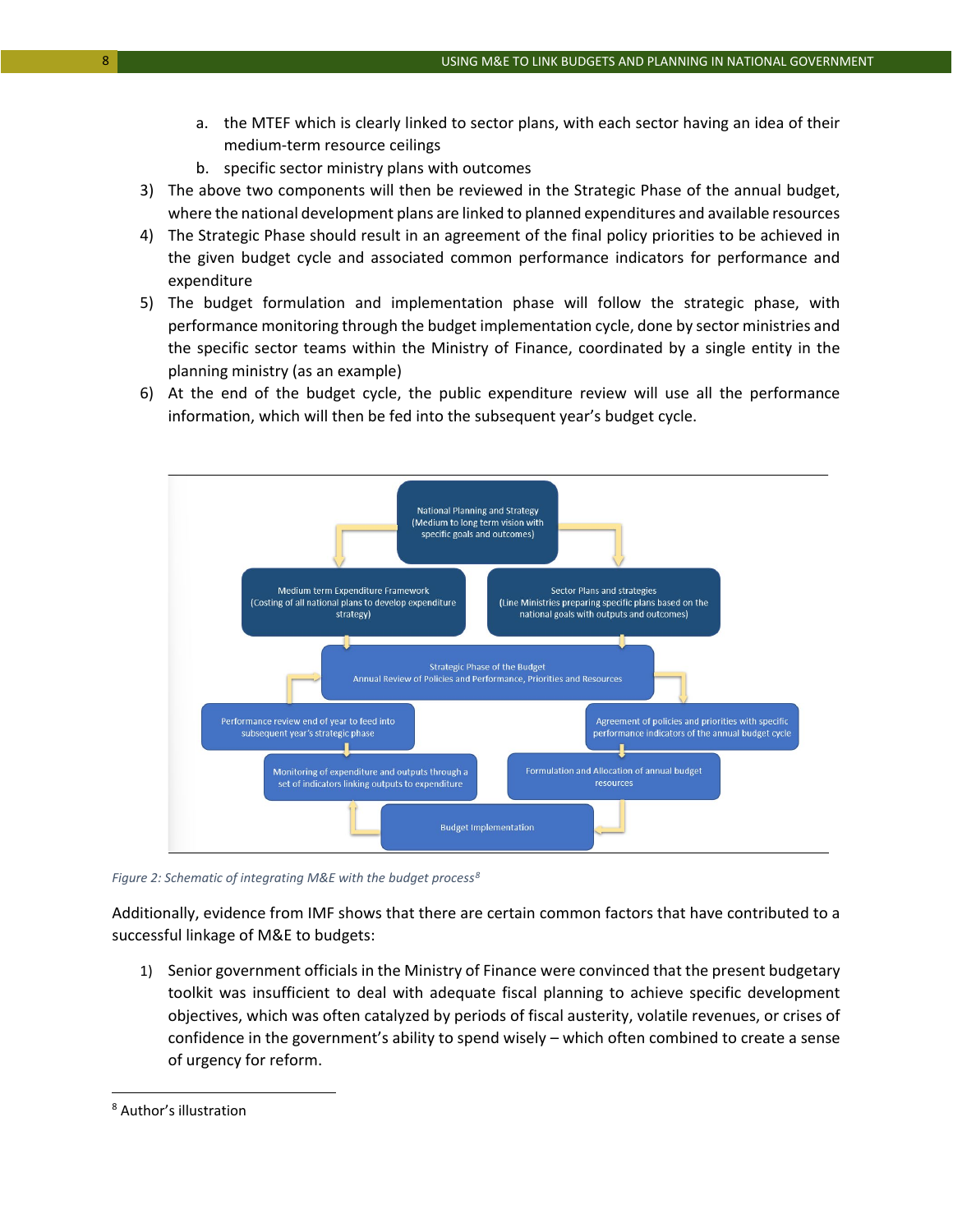a. the MTEF which is clearly linked to sector plans, with each sector having an idea of their medium-term resource ceilings
   b. specific sector ministry plans with outcomes

3) The above two components will then be reviewed in the Strategic Phase of the annual budget, where the national development plans are linked to planned expenditures and available resources
4) The Strategic Phase should result in an agreement of the final policy priorities to be achieved in the given budget cycle and associated common performance indicators for performance and expenditure
5) The budget formulation and implementation phase will follow the strategic phase, with performance monitoring through the budget implementation cycle, done by sector ministries and the specific sector teams within the Ministry of Finance, coordinated by a single entity in the planning ministry (as an example)
6) At the end of the budget cycle, the public expenditure review will use all the performance information, which will then be fed into the subsequent year's budget cycle.

National Planning and Strategy
(Medium to long term vision with specific goals and outcomes)

Medium term Expenditure Framework
(Costing of all national plans to develop expenditure strategy)

Sector Plans and strategies
(Line Ministries preparing specific plans based on the national goals with outputs and outcomes)

Strategic Phase of the Budget
Annual Review of Policies and Performance, Priorities and Resources

Performance review end of year to feed into subsequent year's strategic phase

Agreement of policies and priorities with specific performance indicators of the annual budget cycle

Monitoring of expenditure and outputs through a set of indicators linking outputs to expenditure

Formulation and Allocation of annual budget resources

Budget Implementation

*Figure 2: Schematic of integrating M&E with the budget process*[8]

Additionally, evidence from IMF shows that there are certain common factors that have contributed to a successful linkage of M&E to budgets:

1) Senior government officials in the Ministry of Finance were convinced that the present budgetary toolkit was insufficient to deal with adequate fiscal planning to achieve specific development objectives, which was often catalyzed by periods of fiscal austerity, volatile revenues, or crises of confidence in the government's ability to spend wisely – which often combined to create a sense of urgency for reform.

[8] Author's illustration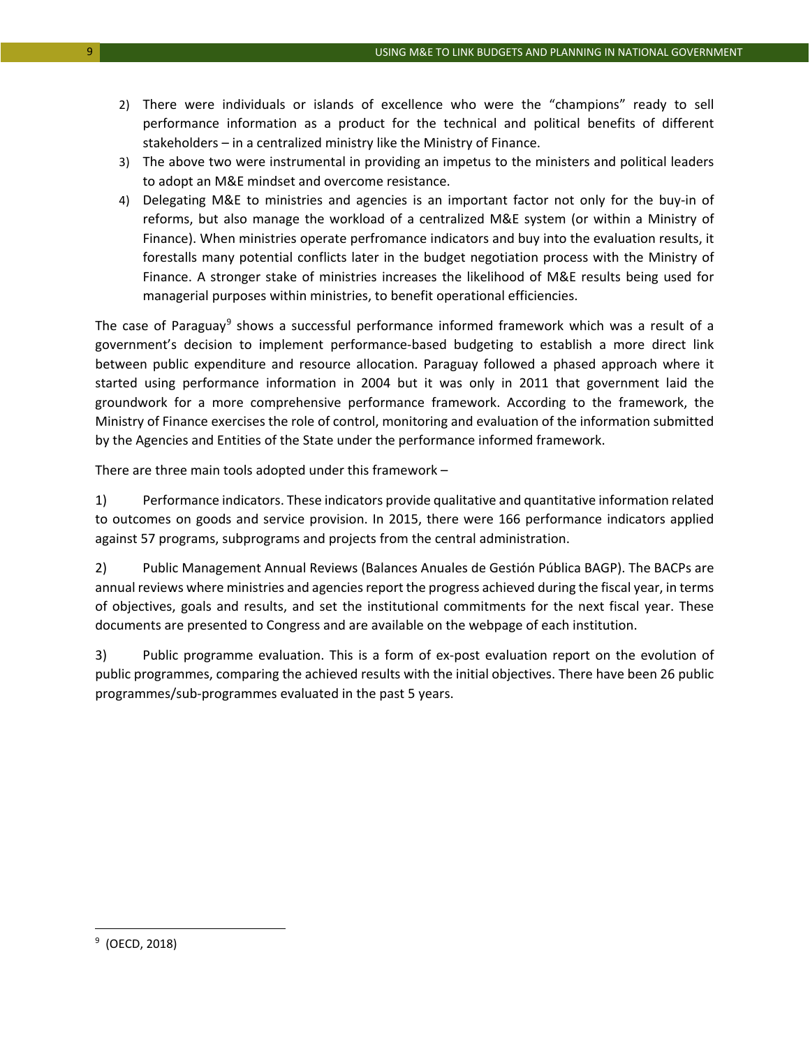2) There were individuals or islands of excellence who were the "champions" ready to sell performance information as a product for the technical and political benefits of different stakeholders – in a centralized ministry like the Ministry of Finance.
3) The above two were instrumental in providing an impetus to the ministers and political leaders to adopt an M&E mindset and overcome resistance.
4) Delegating M&E to ministries and agencies is an important factor not only for the buy-in of reforms, but also manage the workload of a centralized M&E system (or within a Ministry of Finance). When ministries operate perfromance indicators and buy into the evaluation results, it forestalls many potential conflicts later in the budget negotiation process with the Ministry of Finance. A stronger stake of ministries increases the likelihood of M&E results being used for managerial purposes within ministries, to benefit operational efficiencies.

The case of Paraguay[9] shows a successful performance informed framework which was a result of a government's decision to implement performance-based budgeting to establish a more direct link between public expenditure and resource allocation. Paraguay followed a phased approach where it started using performance information in 2004 but it was only in 2011 that government laid the groundwork for a more comprehensive performance framework. According to the framework, the Ministry of Finance exercises the role of control, monitoring and evaluation of the information submitted by the Agencies and Entities of the State under the performance informed framework.

There are three main tools adopted under this framework –

1) Performance indicators. These indicators provide qualitative and quantitative information related to outcomes on goods and service provision. In 2015, there were 166 performance indicators applied against 57 programs, subprograms and projects from the central administration.

2) Public Management Annual Reviews (Balances Anuales de Gestión Pública BAGP). The BACPs are annual reviews where ministries and agencies report the progress achieved during the fiscal year, in terms of objectives, goals and results, and set the institutional commitments for the next fiscal year. These documents are presented to Congress and are available on the webpage of each institution.

3) Public programme evaluation. This is a form of ex-post evaluation report on the evolution of public programmes, comparing the achieved results with the initial objectives. There have been 26 public programmes/sub-programmes evaluated in the past 5 years.

---

[9] (OECD, 2018)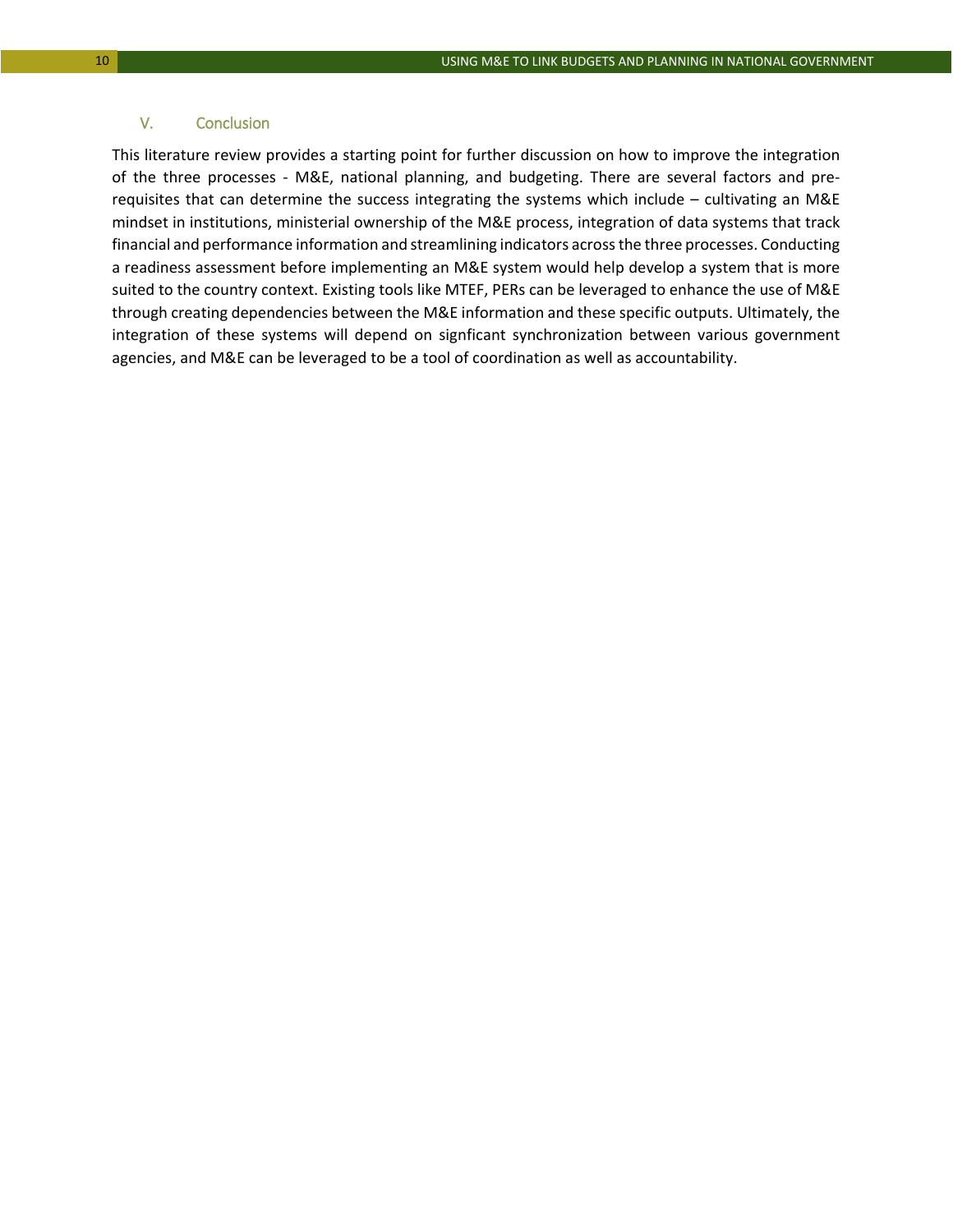## V. Conclusion

This literature review provides a starting point for further discussion on how to improve the integration of the three processes - M&E, national planning, and budgeting. There are several factors and pre-requisites that can determine the success integrating the systems which include – cultivating an M&E mindset in institutions, ministerial ownership of the M&E process, integration of data systems that track financial and performance information and streamlining indicators across the three processes. Conducting a readiness assessment before implementing an M&E system would help develop a system that is more suited to the country context. Existing tools like MTEF, PERs can be leveraged to enhance the use of M&E through creating dependencies between the M&E information and these specific outputs. Ultimately, the integration of these systems will depend on signficant synchronization between various government agencies, and M&E can be leveraged to be a tool of coordination as well as accountability.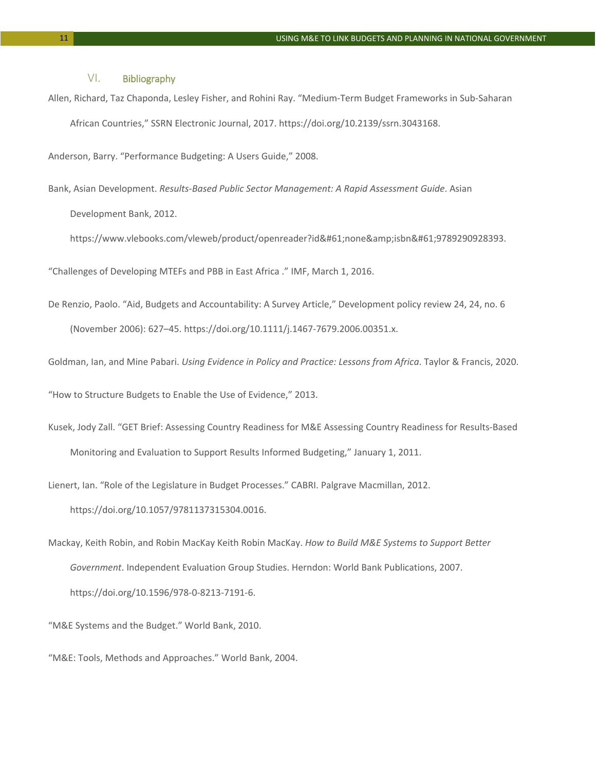## VI. Bibliography

Allen, Richard, Taz Chaponda, Lesley Fisher, and Rohini Ray. "Medium-Term Budget Frameworks in Sub-Saharan African Countries," SSRN Electronic Journal, 2017. https://doi.org/10.2139/ssrn.3043168.

Anderson, Barry. "Performance Budgeting: A Users Guide," 2008.

Bank, Asian Development. *Results-Based Public Sector Management: A Rapid Assessment Guide*. Asian Development Bank, 2012. https://www.vlebooks.com/vleweb/product/openreader?id&#61;none&amp;isbn&#61;9789290928393.

"Challenges of Developing MTEFs and PBB in East Africa ." IMF, March 1, 2016.

De Renzio, Paolo. "Aid, Budgets and Accountability: A Survey Article," Development policy review 24, 24, no. 6 (November 2006): 627–45. https://doi.org/10.1111/j.1467-7679.2006.00351.x.

Goldman, Ian, and Mine Pabari. *Using Evidence in Policy and Practice: Lessons from Africa*. Taylor & Francis, 2020.

"How to Structure Budgets to Enable the Use of Evidence," 2013.

Kusek, Jody Zall. "GET Brief: Assessing Country Readiness for M&E Assessing Country Readiness for Results-Based Monitoring and Evaluation to Support Results Informed Budgeting," January 1, 2011.

Lienert, Ian. "Role of the Legislature in Budget Processes." CABRI. Palgrave Macmillan, 2012. https://doi.org/10.1057/9781137315304.0016.

Mackay, Keith Robin, and Robin MacKay Keith Robin MacKay. *How to Build M&E Systems to Support Better Government*. Independent Evaluation Group Studies. Herndon: World Bank Publications, 2007. https://doi.org/10.1596/978-0-8213-7191-6.

"M&E Systems and the Budget." World Bank, 2010.

"M&E: Tools, Methods and Approaches." World Bank, 2004.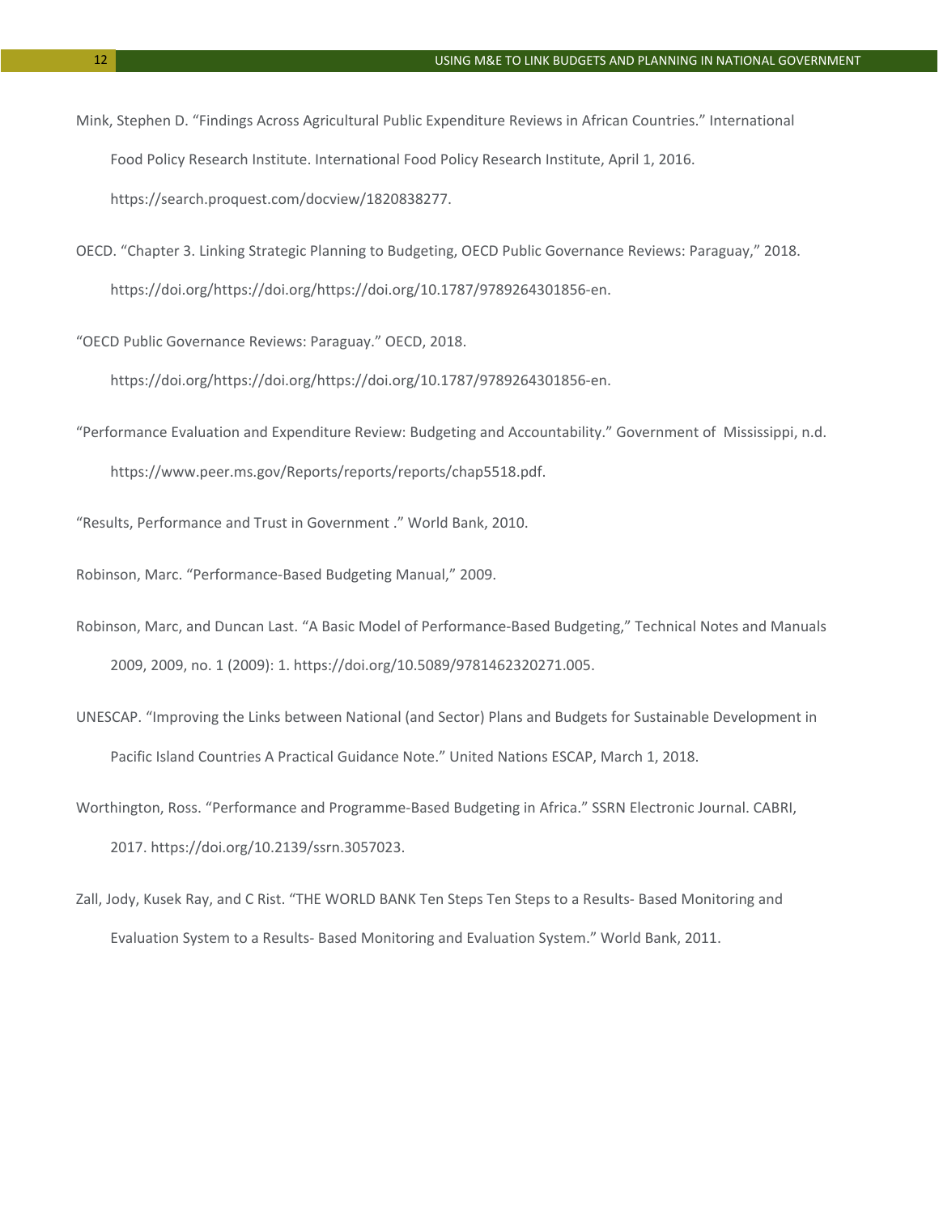Mink, Stephen D. "Findings Across Agricultural Public Expenditure Reviews in African Countries." International Food Policy Research Institute. International Food Policy Research Institute, April 1, 2016. https://search.proquest.com/docview/1820838277.

OECD. "Chapter 3. Linking Strategic Planning to Budgeting, OECD Public Governance Reviews: Paraguay," 2018. https://doi.org/https://doi.org/https://doi.org/10.1787/9789264301856-en.

"OECD Public Governance Reviews: Paraguay." OECD, 2018. https://doi.org/https://doi.org/https://doi.org/10.1787/9789264301856-en.

"Performance Evaluation and Expenditure Review: Budgeting and Accountability." Government of Mississippi, n.d. https://www.peer.ms.gov/Reports/reports/reports/chap5518.pdf.

"Results, Performance and Trust in Government ." World Bank, 2010.

Robinson, Marc. "Performance-Based Budgeting Manual," 2009.

Robinson, Marc, and Duncan Last. "A Basic Model of Performance-Based Budgeting," Technical Notes and Manuals 2009, 2009, no. 1 (2009): 1. https://doi.org/10.5089/9781462320271.005.

UNESCAP. "Improving the Links between National (and Sector) Plans and Budgets for Sustainable Development in Pacific Island Countries A Practical Guidance Note." United Nations ESCAP, March 1, 2018.

Worthington, Ross. "Performance and Programme-Based Budgeting in Africa." SSRN Electronic Journal. CABRI, 2017. https://doi.org/10.2139/ssrn.3057023.

Zall, Jody, Kusek Ray, and C Rist. "THE WORLD BANK Ten Steps Ten Steps to a Results- Based Monitoring and Evaluation System to a Results- Based Monitoring and Evaluation System." World Bank, 2011.